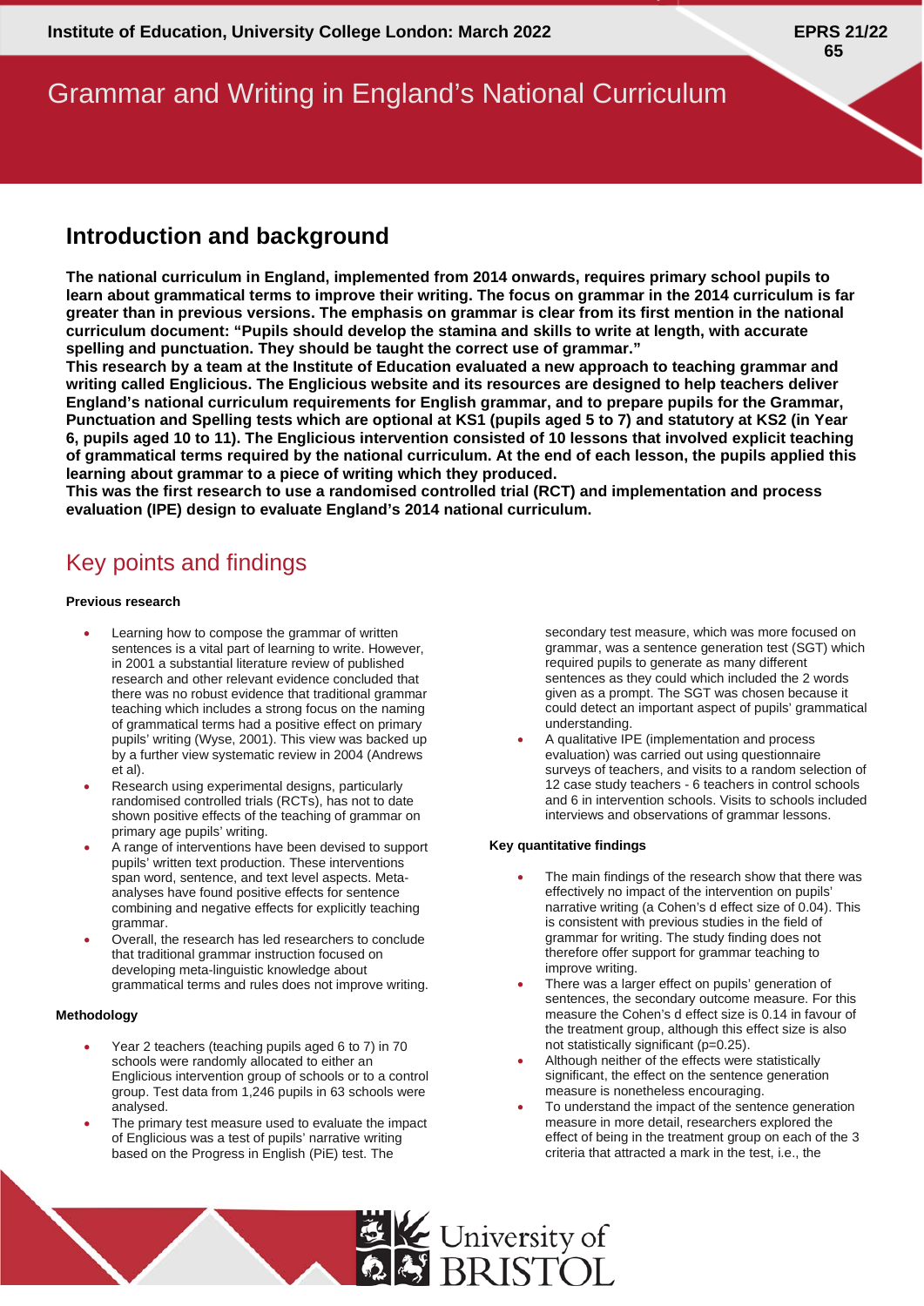# Grammar and Writing in England's National Curriculum

Institute of Education, University College London: March 2022

EPRS 21/22 65

## Introduction and background

**The national curriculum in England, implemented from 2014 onwards, requires primary school pupils to learn about grammatical terms to improve their writing. The focus on grammar in the 2014 curriculum is far greater than in previous versions. The emphasis on grammar is clear from its first mention in the national curriculum document: "Pupils should develop the stamina and skills to write at length, with accurate spelling and punctuation. They should be taught the correct use of grammar."**

**This research by a team at the Institute of Education evaluated a new approach to teaching grammar and writing called Englicious. The Englicious website and its resources are designed to help teachers deliver England's national curriculum requirements for English grammar, and to prepare pupils for the Grammar, Punctuation and Spelling tests which are optional at KS1 (pupils aged 5 to 7) and statutory at KS2 (in Year 6, pupils aged 10 to 11). The Englicious intervention consisted of 10 lessons that involved explicit teaching of grammatical terms required by the national curriculum. At the end of each lesson, the pupils applied this learning about grammar to a piece of writing which they produced.**

**This was the first research to use a randomised controlled trial (RCT) and implementation and process evaluation (IPE) design to evaluate England's 2014 national curriculum.**

## Key points and findings

#### Previous research

- Learning how to compose the grammar of written sentences is a vital part of learning to write. However, in 2001 a substantial literature review of published research and other relevant evidence concluded that there was no robust evidence that traditional grammar teaching which includes a strong focus on the naming of grammatical terms had a positive effect on primary pupils' writing (Wyse, 2001). This view was backed up by a further view systematic review in 2004 (Andrews et al).
- Research using experimental designs, particularly randomised controlled trials (RCTs), has not to date shown positive effects of the teaching of grammar on primary age pupils' writing.
- A range of interventions have been devised to support pupils' written text production. These interventions span word, sentence, and text level aspects. Meta-analyses have found positive effects for sentence combining and negative effects for explicitly teaching grammar.
- Overall, the research has led researchers to conclude that traditional grammar instruction focused on developing meta-linguistic knowledge about grammatical terms and rules does not improve writing.

#### Methodology

- Year 2 teachers (teaching pupils aged 6 to 7) in 70 schools were randomly allocated to either an Englicious intervention group of schools or to a control group. Test data from 1,246 pupils in 63 schools were analysed.
- The primary test measure used to evaluate the impact of Englicious was a test of pupils' narrative writing based on the Progress in English (PiE) test. The secondary test measure, which was more focused on grammar, was a sentence generation test (SGT) which required pupils to generate as many different sentences as they could which included the 2 words given as a prompt. The SGT was chosen because it could detect an important aspect of pupils' grammatical understanding.
- A qualitative IPE (implementation and process evaluation) was carried out using questionnaire surveys of teachers, and visits to a random selection of 12 case study teachers - 6 teachers in control schools and 6 in intervention schools. Visits to schools included interviews and observations of grammar lessons.

#### Key quantitative findings

- The main findings of the research show that there was effectively no impact of the intervention on pupils' narrative writing (a Cohen's d effect size of 0.04). This is consistent with previous studies in the field of grammar for writing. The study finding does not therefore offer support for grammar teaching to improve writing.
- There was a larger effect on pupils' generation of sentences, the secondary outcome measure. For this measure the Cohen's d effect size is 0.14 in favour of the treatment group, although this effect size is also not statistically significant ($p=0.25$).
- Although neither of the effects were statistically significant, the effect on the sentence generation measure is nonetheless encouraging.
- To understand the impact of the sentence generation measure in more detail, researchers explored the effect of being in the treatment group on each of the 3 criteria that attracted a mark in the test, i.e., the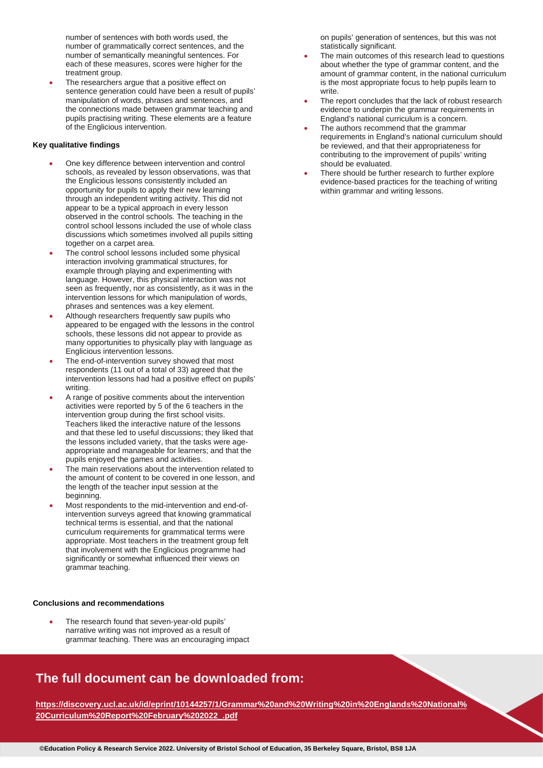number of sentences with both words used, the number of grammatically correct sentences, and the number of semantically meaningful sentences. For each of these measures, scores were higher for the treatment group.

- The researchers argue that a positive effect on sentence generation could have been a result of pupils' manipulation of words, phrases and sentences, and the connections made between grammar teaching and pupils practising writing. These elements are a feature of the Englicious intervention.

**Key qualitative findings**

- One key difference between intervention and control schools, as revealed by lesson observations, was that the Englicious lessons consistently included an opportunity for pupils to apply their new learning through an independent writing activity. This did not appear to be a typical approach in every lesson observed in the control schools. The teaching in the control school lessons included the use of whole class discussions which sometimes involved all pupils sitting together on a carpet area.
- The control school lessons included some physical interaction involving grammatical structures, for example through playing and experimenting with language. However, this physical interaction was not seen as frequently, nor as consistently, as it was in the intervention lessons for which manipulation of words, phrases and sentences was a key element.
- Although researchers frequently saw pupils who appeared to be engaged with the lessons in the control schools, these lessons did not appear to provide as many opportunities to physically play with language as Englicious intervention lessons.
- The end-of-intervention survey showed that most respondents (11 out of a total of 33) agreed that the intervention lessons had had a positive effect on pupils' writing.
- A range of positive comments about the intervention activities were reported by 5 of the 6 teachers in the intervention group during the first school visits. Teachers liked the interactive nature of the lessons and that these led to useful discussions; they liked that the lessons included variety, that the tasks were age-appropriate and manageable for learners; and that the pupils enjoyed the games and activities.
- The main reservations about the intervention related to the amount of content to be covered in one lesson, and the length of the teacher input session at the beginning.
- Most respondents to the mid-intervention and end-of-intervention surveys agreed that knowing grammatical technical terms is essential, and that the national curriculum requirements for grammatical terms were appropriate. Most teachers in the treatment group felt that involvement with the Englicious programme had significantly or somewhat influenced their views on grammar teaching.

**Conclusions and recommendations**

- The research found that seven-year-old pupils' narrative writing was not improved as a result of grammar teaching. There was an encouraging impact on pupils' generation of sentences, but this was not statistically significant.
- The main outcomes of this research lead to questions about whether the type of grammar content, and the amount of grammar content, in the national curriculum is the most appropriate focus to help pupils learn to write.
- The report concludes that the lack of robust research evidence to underpin the grammar requirements in England's national curriculum is a concern.
- The authors recommend that the grammar requirements in England's national curriculum should be reviewed, and that their appropriateness for contributing to the improvement of pupils' writing should be evaluated.
- There should be further research to further explore evidence-based practices for the teaching of writing within grammar and writing lessons.

## The full document can be downloaded from:

**https://discovery.ucl.ac.uk/id/eprint/10144257/1/Grammar%20and%20Writing%20in%20Englands%20National%20Curriculum%20Report%20February%202022_.pdf**

**©Education Policy & Research Service 2022. University of Bristol School of Education, 35 Berkeley Square, Bristol, BS8 1JA**